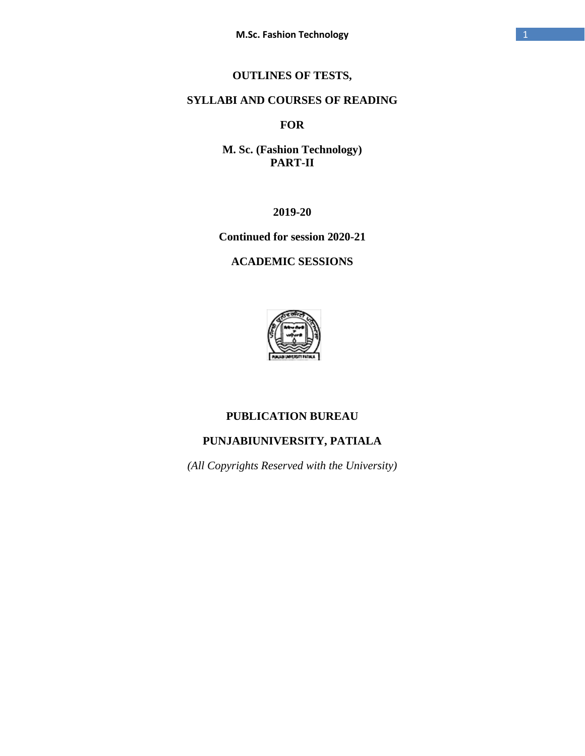# OUTLINES OF TESTS,

# SYLLABI AND COURSES OF READING

# FOR

# M. Sc. (Fashion Technology)
# PART-II

**2019-20**

**Continued for session 2020-21**

**ACADEMIC SESSIONS**

**PUBLICATION BUREAU**

**PUNJABIUNIVERSITY, PATIALA**

*(All Copyrights Reserved with the University)*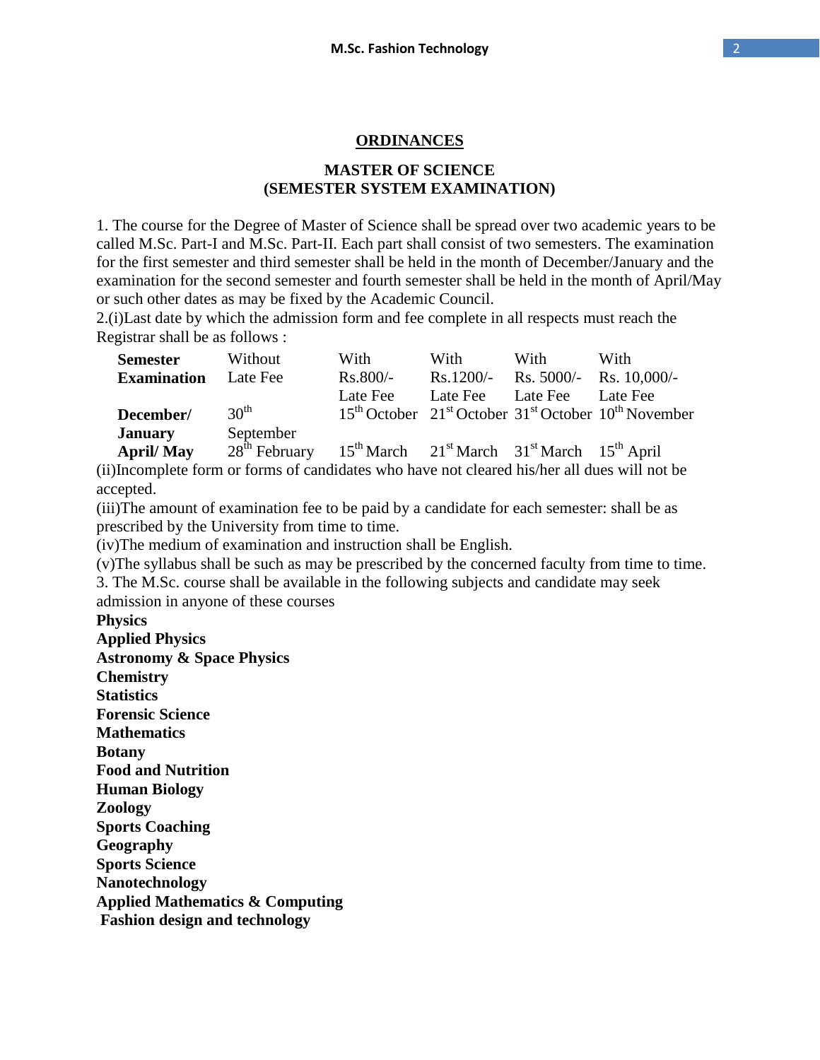## ORDINANCES

### MASTER OF SCIENCE
### (SEMESTER SYSTEM EXAMINATION)

1. The course for the Degree of Master of Science shall be spread over two academic years to be called M.Sc. Part-I and M.Sc. Part-II. Each part shall consist of two semesters. The examination for the first semester and third semester shall be held in the month of December/January and the examination for the second semester and fourth semester shall be held in the month of April/May or such other dates as may be fixed by the Academic Council.

2.(i)Last date by which the admission form and fee complete in all respects must reach the Registrar shall be as follows :

| Semester Examination | Without Late Fee | With Rs.800/- Late Fee | With Rs.1200/- Late Fee | With Rs. 5000/- Late Fee | With Rs. 10,000/- Late Fee |
|---|---|---|---|---|---|
| **December/ January** | 30th September | 15th October | 21st October | 31st October | 10th November |
| **April/ May** | 28th February | 15th March | 21st March | 31st March | 15th April |

(ii)Incomplete form or forms of candidates who have not cleared his/her all dues will not be accepted.

(iii)The amount of examination fee to be paid by a candidate for each semester: shall be as prescribed by the University from time to time.

(iv)The medium of examination and instruction shall be English.

(v)The syllabus shall be such as may be prescribed by the concerned faculty from time to time.

3. The M.Sc. course shall be available in the following subjects and candidate may seek admission in anyone of these courses

**Physics**
**Applied Physics**
**Astronomy & Space Physics**
**Chemistry**
**Statistics**
**Forensic Science**
**Mathematics**
**Botany**
**Food and Nutrition**
**Human Biology**
**Zoology**
**Sports Coaching**
**Geography**
**Sports Science**
**Nanotechnology**
**Applied Mathematics & Computing**
**Fashion design and technology**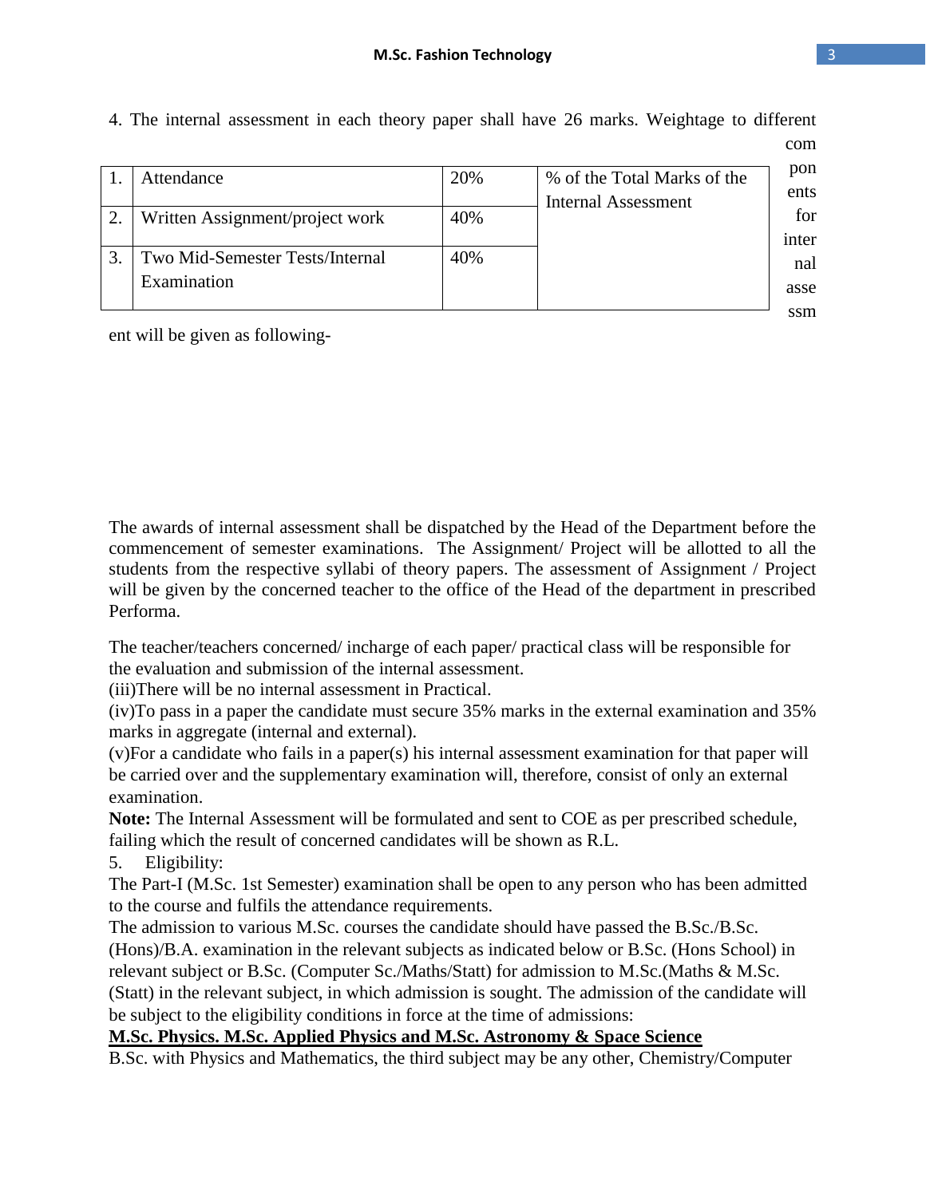4. The internal assessment in each theory paper shall have 26 marks. Weightage to different components for internal assessment will be given as following-

| | | | |
|---|---|---|---|
| 1. | Attendance | 20% | % of the Total Marks of the Internal Assessment |
| 2. | Written Assignment/project work | 40% | |
| 3. | Two Mid-Semester Tests/Internal Examination | 40% | |

The awards of internal assessment shall be dispatched by the Head of the Department before the commencement of semester examinations. The Assignment/ Project will be allotted to all the students from the respective syllabi of theory papers. The assessment of Assignment / Project will be given by the concerned teacher to the office of the Head of the department in prescribed Performa.

The teacher/teachers concerned/ incharge of each paper/ practical class will be responsible for the evaluation and submission of the internal assessment.

(iii)There will be no internal assessment in Practical.

(iv)To pass in a paper the candidate must secure 35% marks in the external examination and 35% marks in aggregate (internal and external).

(v)For a candidate who fails in a paper(s) his internal assessment examination for that paper will be carried over and the supplementary examination will, therefore, consist of only an external examination.

**Note:** The Internal Assessment will be formulated and sent to COE as per prescribed schedule, failing which the result of concerned candidates will be shown as R.L.

5. Eligibility:

The Part-I (M.Sc. 1st Semester) examination shall be open to any person who has been admitted to the course and fulfils the attendance requirements.

The admission to various M.Sc. courses the candidate should have passed the B.Sc./B.Sc. (Hons)/B.A. examination in the relevant subjects as indicated below or B.Sc. (Hons School) in relevant subject or B.Sc. (Computer Sc./Maths/Statt) for admission to M.Sc.(Maths & M.Sc. (Statt) in the relevant subject, in which admission is sought. The admission of the candidate will be subject to the eligibility conditions in force at the time of admissions:

**M.Sc. Physics. M.Sc. Applied Physics and M.Sc. Astronomy & Space Science**

B.Sc. with Physics and Mathematics, the third subject may be any other, Chemistry/Computer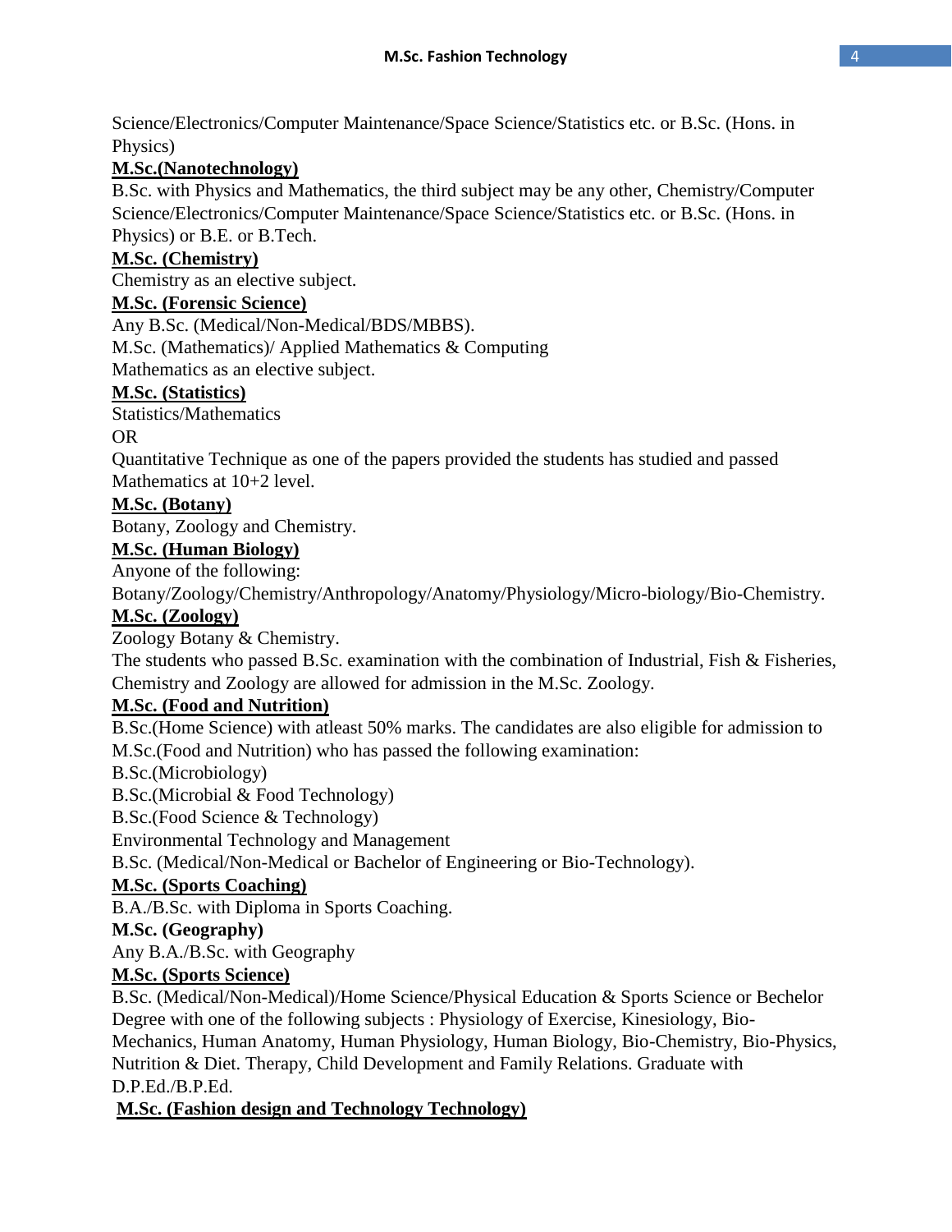Science/Electronics/Computer Maintenance/Space Science/Statistics etc. or B.Sc. (Hons. in Physics)

**M.Sc.(Nanotechnology)**

B.Sc. with Physics and Mathematics, the third subject may be any other, Chemistry/Computer Science/Electronics/Computer Maintenance/Space Science/Statistics etc. or B.Sc. (Hons. in Physics) or B.E. or B.Tech.

**M.Sc. (Chemistry)**

Chemistry as an elective subject.

**M.Sc. (Forensic Science)**

Any B.Sc. (Medical/Non-Medical/BDS/MBBS).

M.Sc. (Mathematics)/ Applied Mathematics & Computing

Mathematics as an elective subject.

**M.Sc. (Statistics)**

Statistics/Mathematics

OR

Quantitative Technique as one of the papers provided the students has studied and passed Mathematics at 10+2 level.

**M.Sc. (Botany)**

Botany, Zoology and Chemistry.

**M.Sc. (Human Biology)**

Anyone of the following:

Botany/Zoology/Chemistry/Anthropology/Anatomy/Physiology/Micro-biology/Bio-Chemistry.

**M.Sc. (Zoology)**

Zoology Botany & Chemistry.

The students who passed B.Sc. examination with the combination of Industrial, Fish & Fisheries, Chemistry and Zoology are allowed for admission in the M.Sc. Zoology.

**M.Sc. (Food and Nutrition)**

B.Sc.(Home Science) with atleast 50% marks. The candidates are also eligible for admission to M.Sc.(Food and Nutrition) who has passed the following examination:

B.Sc.(Microbiology)

B.Sc.(Microbial & Food Technology)

B.Sc.(Food Science & Technology)

Environmental Technology and Management

B.Sc. (Medical/Non-Medical or Bachelor of Engineering or Bio-Technology).

**M.Sc. (Sports Coaching)**

B.A./B.Sc. with Diploma in Sports Coaching.

**M.Sc. (Geography)**

Any B.A./B.Sc. with Geography

**M.Sc. (Sports Science)**

B.Sc. (Medical/Non-Medical)/Home Science/Physical Education & Sports Science or Bechelor Degree with one of the following subjects : Physiology of Exercise, Kinesiology, Bio-Mechanics, Human Anatomy, Human Physiology, Human Biology, Bio-Chemistry, Bio-Physics, Nutrition & Diet. Therapy, Child Development and Family Relations. Graduate with D.P.Ed./B.P.Ed.

**M.Sc. (Fashion design and Technology Technology)**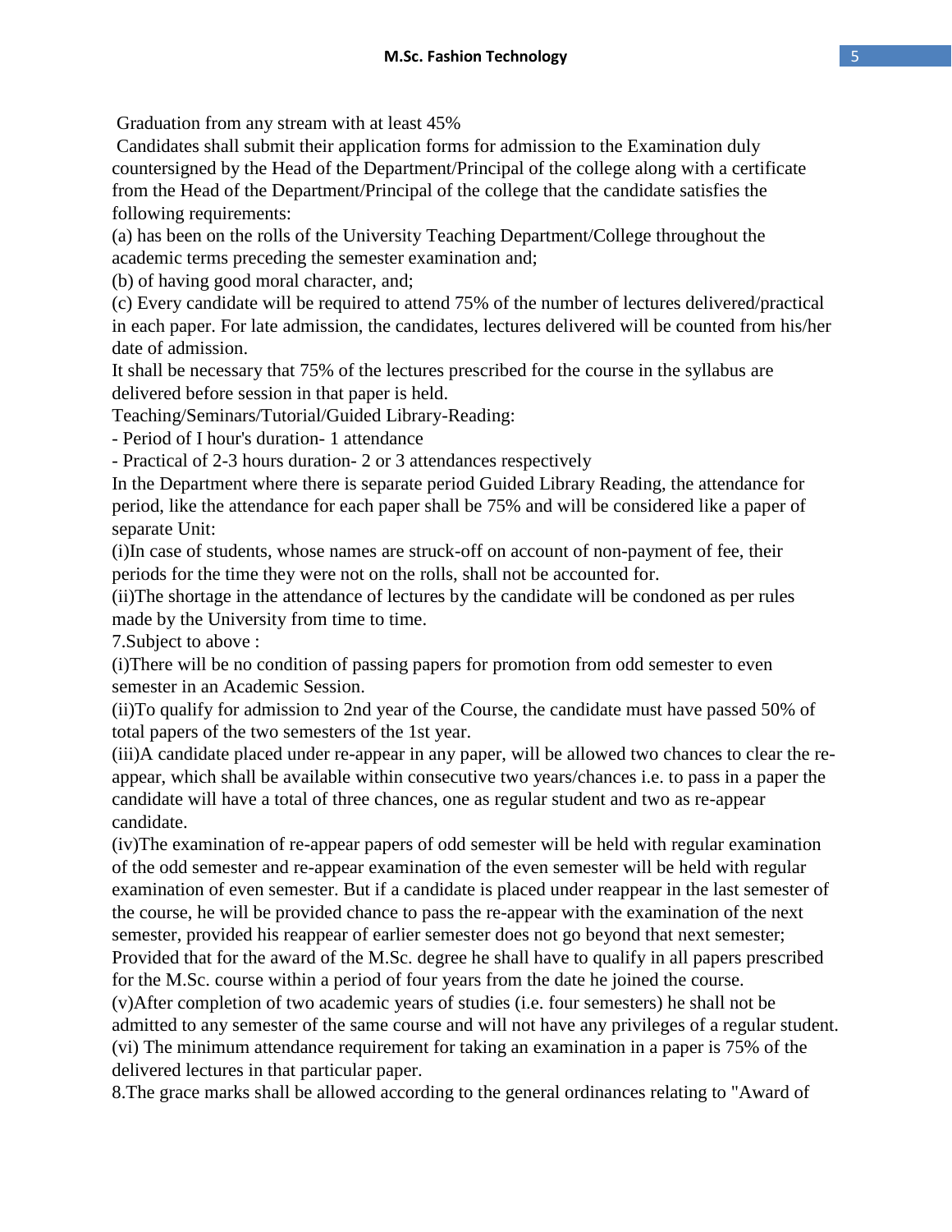Graduation from any stream with at least 45%

Candidates shall submit their application forms for admission to the Examination duly countersigned by the Head of the Department/Principal of the college along with a certificate from the Head of the Department/Principal of the college that the candidate satisfies the following requirements:

(a) has been on the rolls of the University Teaching Department/College throughout the academic terms preceding the semester examination and;

(b) of having good moral character, and;

(c) Every candidate will be required to attend 75% of the number of lectures delivered/practical in each paper. For late admission, the candidates, lectures delivered will be counted from his/her date of admission.

It shall be necessary that 75% of the lectures prescribed for the course in the syllabus are delivered before session in that paper is held.

Teaching/Seminars/Tutorial/Guided Library-Reading:

- Period of I hour's duration- 1 attendance
- Practical of 2-3 hours duration- 2 or 3 attendances respectively

In the Department where there is separate period Guided Library Reading, the attendance for period, like the attendance for each paper shall be 75% and will be considered like a paper of separate Unit:

(i)In case of students, whose names are struck-off on account of non-payment of fee, their periods for the time they were not on the rolls, shall not be accounted for.

(ii)The shortage in the attendance of lectures by the candidate will be condoned as per rules made by the University from time to time.

7.Subject to above :

(i)There will be no condition of passing papers for promotion from odd semester to even semester in an Academic Session.

(ii)To qualify for admission to 2nd year of the Course, the candidate must have passed 50% of total papers of the two semesters of the 1st year.

(iii)A candidate placed under re-appear in any paper, will be allowed two chances to clear the re-appear, which shall be available within consecutive two years/chances i.e. to pass in a paper the candidate will have a total of three chances, one as regular student and two as re-appear candidate.

(iv)The examination of re-appear papers of odd semester will be held with regular examination of the odd semester and re-appear examination of the even semester will be held with regular examination of even semester. But if a candidate is placed under reappear in the last semester of the course, he will be provided chance to pass the re-appear with the examination of the next semester, provided his reappear of earlier semester does not go beyond that next semester; Provided that for the award of the M.Sc. degree he shall have to qualify in all papers prescribed for the M.Sc. course within a period of four years from the date he joined the course.

(v)After completion of two academic years of studies (i.e. four semesters) he shall not be admitted to any semester of the same course and will not have any privileges of a regular student.

(vi) The minimum attendance requirement for taking an examination in a paper is 75% of the delivered lectures in that particular paper.

8.The grace marks shall be allowed according to the general ordinances relating to "Award of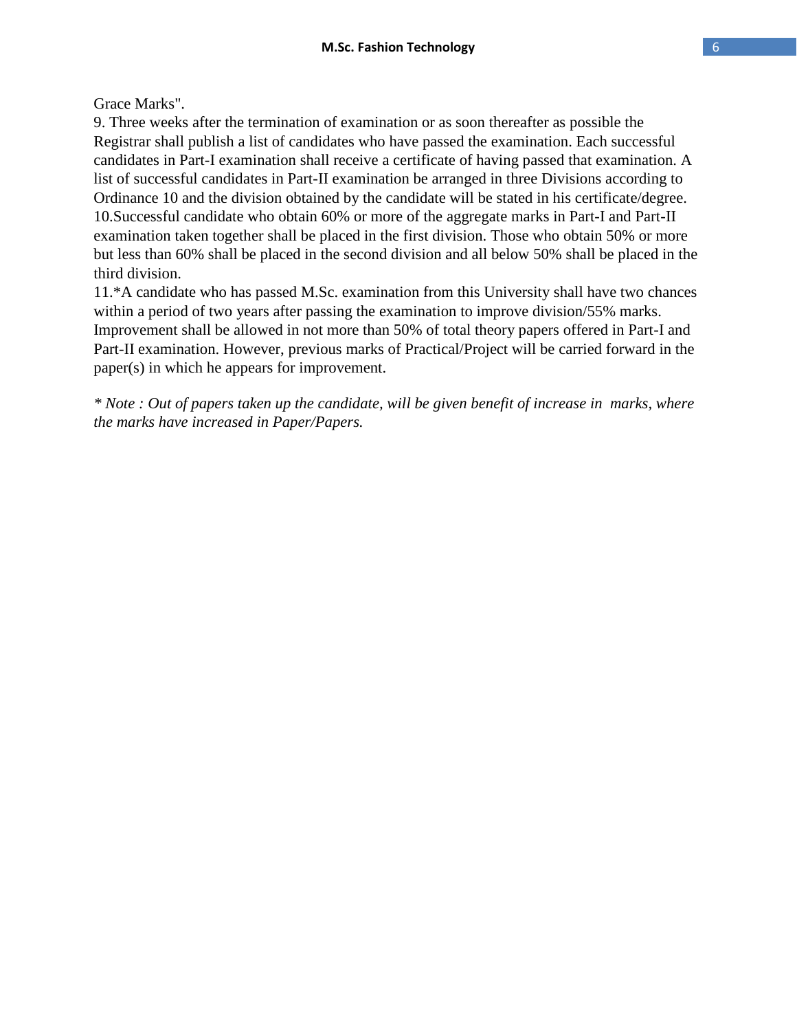Grace Marks".

9. Three weeks after the termination of examination or as soon thereafter as possible the Registrar shall publish a list of candidates who have passed the examination. Each successful candidates in Part-I examination shall receive a certificate of having passed that examination. A list of successful candidates in Part-II examination be arranged in three Divisions according to Ordinance 10 and the division obtained by the candidate will be stated in his certificate/degree.

10.Successful candidate who obtain 60% or more of the aggregate marks in Part-I and Part-II examination taken together shall be placed in the first division. Those who obtain 50% or more but less than 60% shall be placed in the second division and all below 50% shall be placed in the third division.

11.*A candidate who has passed M.Sc. examination from this University shall have two chances within a period of two years after passing the examination to improve division/55% marks. Improvement shall be allowed in not more than 50% of total theory papers offered in Part-I and Part-II examination. However, previous marks of Practical/Project will be carried forward in the paper(s) in which he appears for improvement.

*\* Note : Out of papers taken up the candidate, will be given benefit of increase in marks, where the marks have increased in Paper/Papers.*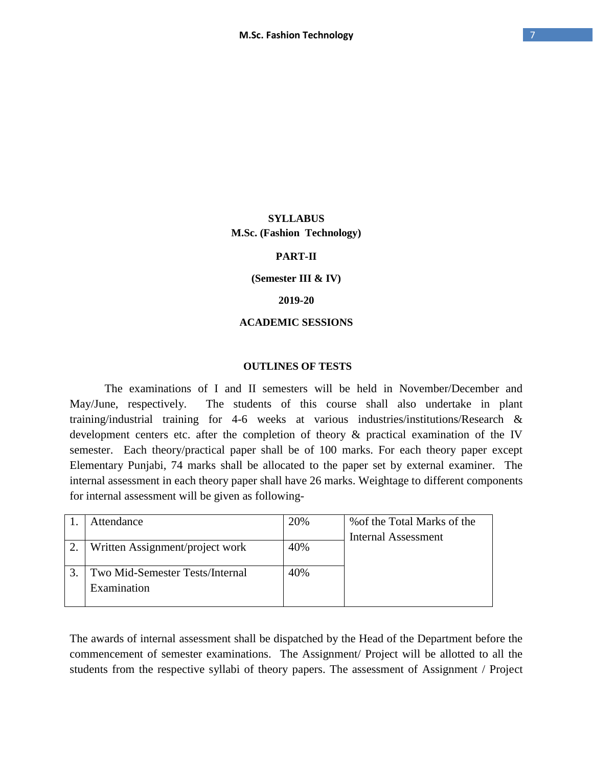**SYLLABUS**

**M.Sc. (Fashion Technology)**

**PART-II**

**(Semester III & IV)**

**2019-20**

**ACADEMIC SESSIONS**

**OUTLINES OF TESTS**

The examinations of I and II semesters will be held in November/December and May/June, respectively. The students of this course shall also undertake in plant training/industrial training for 4-6 weeks at various industries/institutions/Research & development centers etc. after the completion of theory & practical examination of the IV semester. Each theory/practical paper shall be of 100 marks. For each theory paper except Elementary Punjabi, 74 marks shall be allocated to the paper set by external examiner. The internal assessment in each theory paper shall have 26 marks. Weightage to different components for internal assessment will be given as following-

| | | | |
|---|---|---|---|
| 1. | Attendance | 20% | %of the Total Marks of the Internal Assessment |
| 2. | Written Assignment/project work | 40% | |
| 3. | Two Mid-Semester Tests/Internal Examination | 40% | |

The awards of internal assessment shall be dispatched by the Head of the Department before the commencement of semester examinations. The Assignment/ Project will be allotted to all the students from the respective syllabi of theory papers. The assessment of Assignment / Project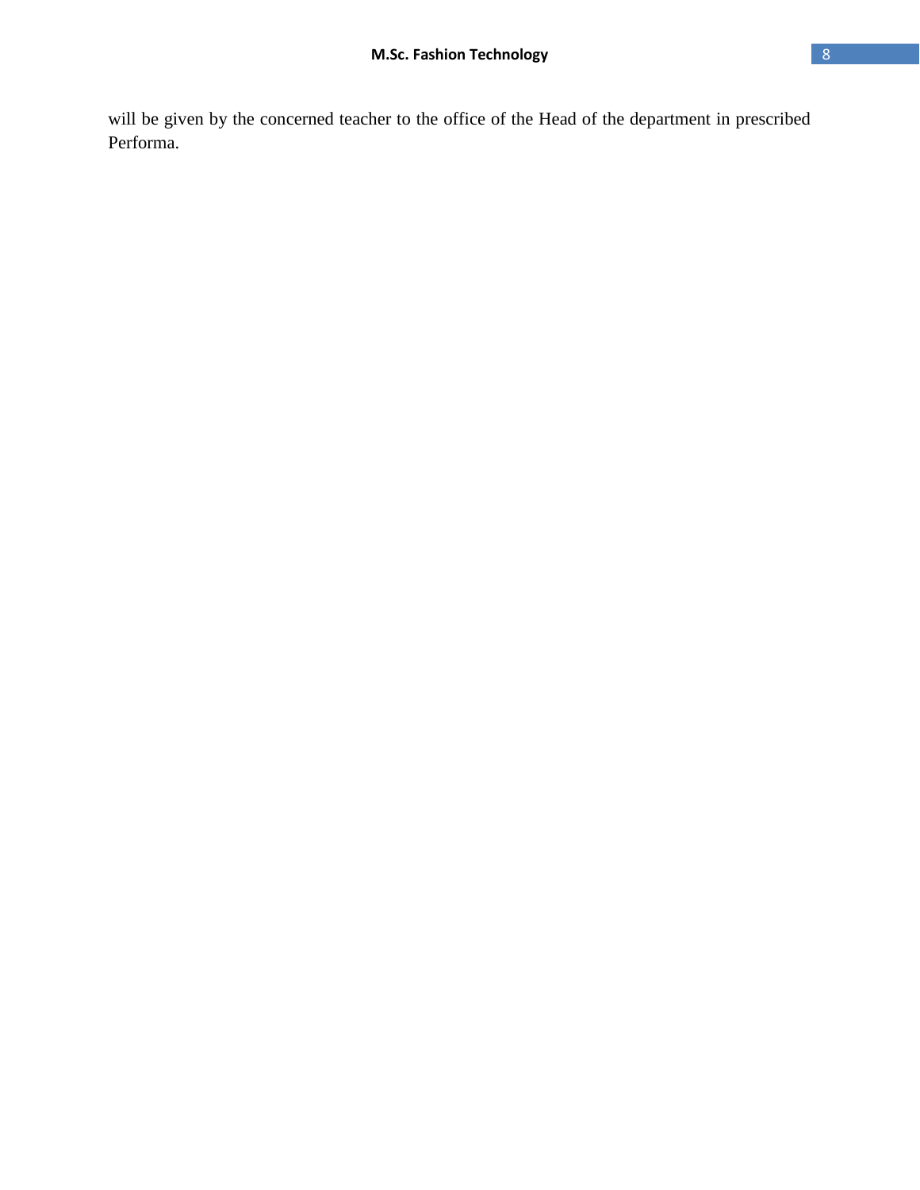will be given by the concerned teacher to the office of the Head of the department in prescribed Performa.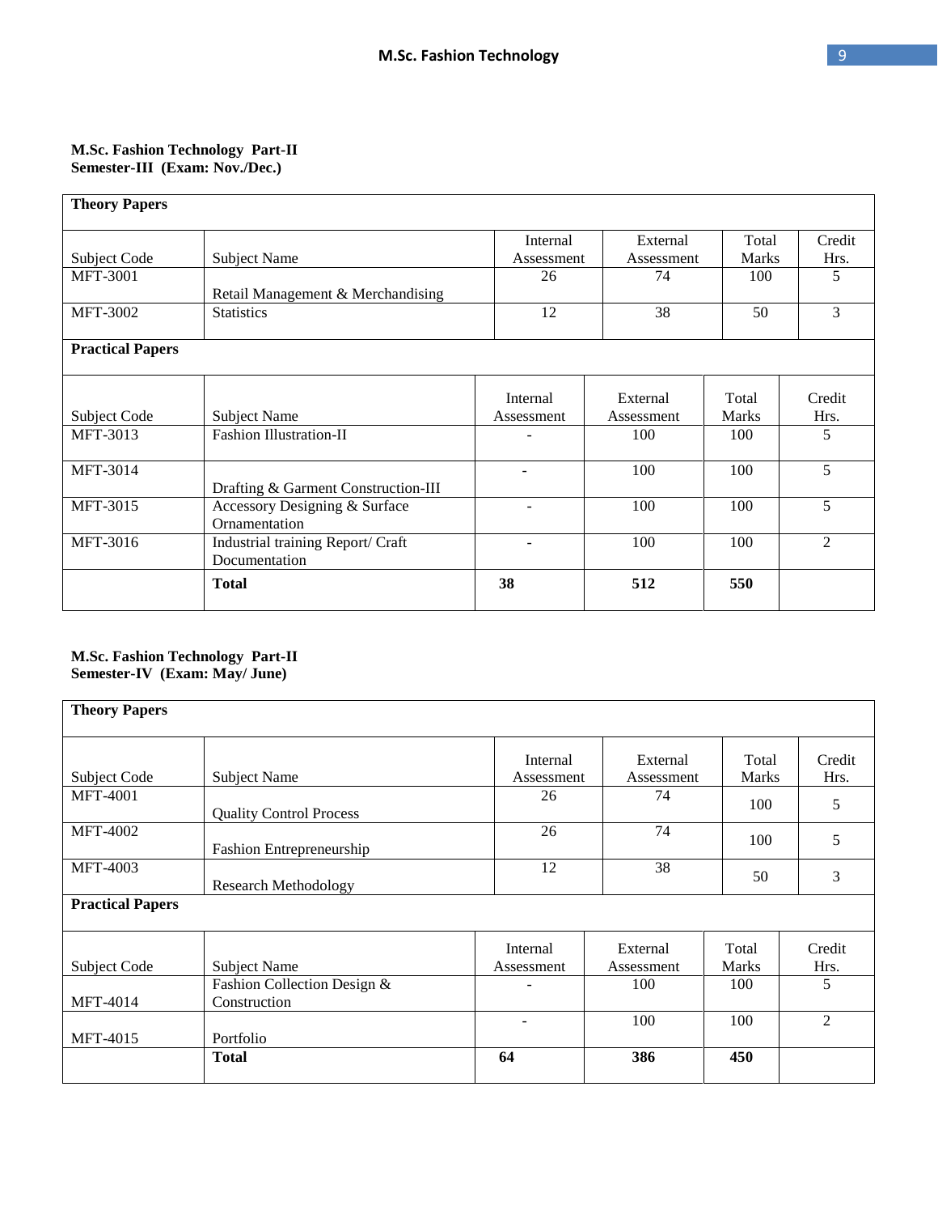**M.Sc. Fashion Technology Part-II**
**Semester-III (Exam: Nov./Dec.)**

| **Theory Papers** | | | | | |
|---|---|---|---|---|---|
| Subject Code | Subject Name | Internal Assessment | External Assessment | Total Marks | Credit Hrs. |
| MFT-3001 | Retail Management & Merchandising | 26 | 74 | 100 | 5 |
| MFT-3002 | Statistics | 12 | 38 | 50 | 3 |
| **Practical Papers** | | | | | |
| Subject Code | Subject Name | Internal Assessment | External Assessment | Total Marks | Credit Hrs. |
| MFT-3013 | Fashion Illustration-II | - | 100 | 100 | 5 |
| MFT-3014 | Drafting & Garment Construction-III | - | 100 | 100 | 5 |
| MFT-3015 | Accessory Designing & Surface Ornamentation | - | 100 | 100 | 5 |
| MFT-3016 | Industrial training Report/ Craft Documentation | - | 100 | 100 | 2 |
| | **Total** | **38** | **512** | **550** | |

**M.Sc. Fashion Technology Part-II**
**Semester-IV (Exam: May/ June)**

| **Theory Papers** | | | | | |
|---|---|---|---|---|---|
| Subject Code | Subject Name | Internal Assessment | External Assessment | Total Marks | Credit Hrs. |
| MFT-4001 | Quality Control Process | 26 | 74 | 100 | 5 |
| MFT-4002 | Fashion Entrepreneurship | 26 | 74 | 100 | 5 |
| MFT-4003 | Research Methodology | 12 | 38 | 50 | 3 |
| **Practical Papers** | | | | | |
| Subject Code | Subject Name | Internal Assessment | External Assessment | Total Marks | Credit Hrs. |
| MFT-4014 | Fashion Collection Design & Construction | - | 100 | 100 | 5 |
| MFT-4015 | Portfolio | - | 100 | 100 | 2 |
| | **Total** | **64** | **386** | **450** | |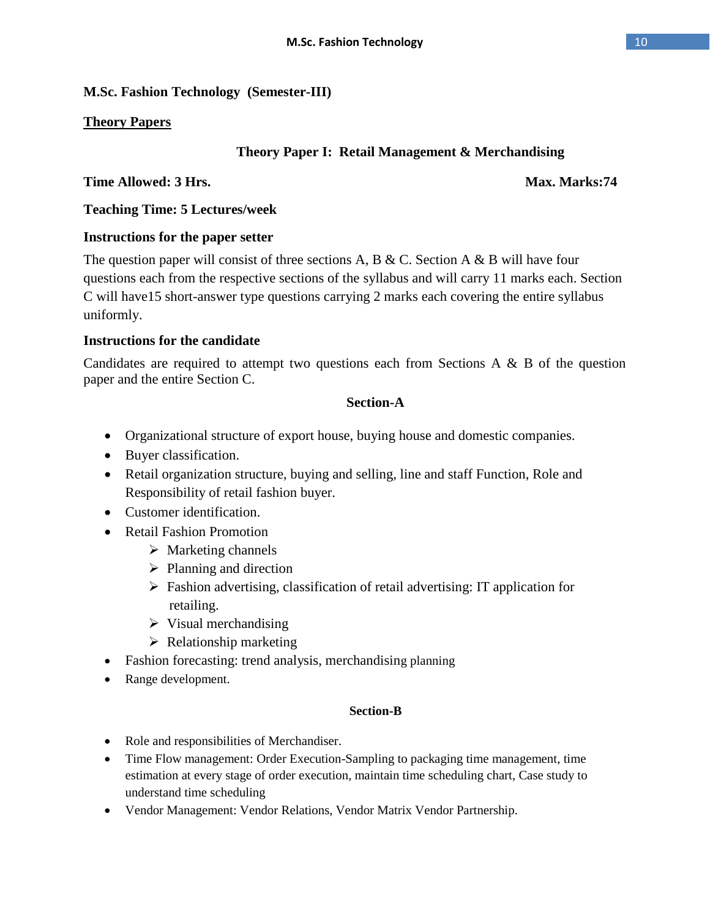**M.Sc. Fashion Technology (Semester-III)**

**<u>Theory Papers</u>**

### Theory Paper I: Retail Management & Merchandising

**Time Allowed: 3 Hrs.** **Max. Marks:74**

**Teaching Time: 5 Lectures/week**

**Instructions for the paper setter**

The question paper will consist of three sections A, B & C. Section A & B will have four questions each from the respective sections of the syllabus and will carry 11 marks each. Section C will have15 short-answer type questions carrying 2 marks each covering the entire syllabus uniformly.

**Instructions for the candidate**

Candidates are required to attempt two questions each from Sections A & B of the question paper and the entire Section C.

#### Section-A

- Organizational structure of export house, buying house and domestic companies.
- Buyer classification.
- Retail organization structure, buying and selling, line and staff Function, Role and Responsibility of retail fashion buyer.
- Customer identification.
- Retail Fashion Promotion
  - Marketing channels
  - Planning and direction
  - Fashion advertising, classification of retail advertising: IT application for retailing.
  - Visual merchandising
  - Relationship marketing
- Fashion forecasting: trend analysis, merchandising planning
- Range development.

#### Section-B

- Role and responsibilities of Merchandiser.
- Time Flow management: Order Execution-Sampling to packaging time management, time estimation at every stage of order execution, maintain time scheduling chart, Case study to understand time scheduling
- Vendor Management: Vendor Relations, Vendor Matrix Vendor Partnership.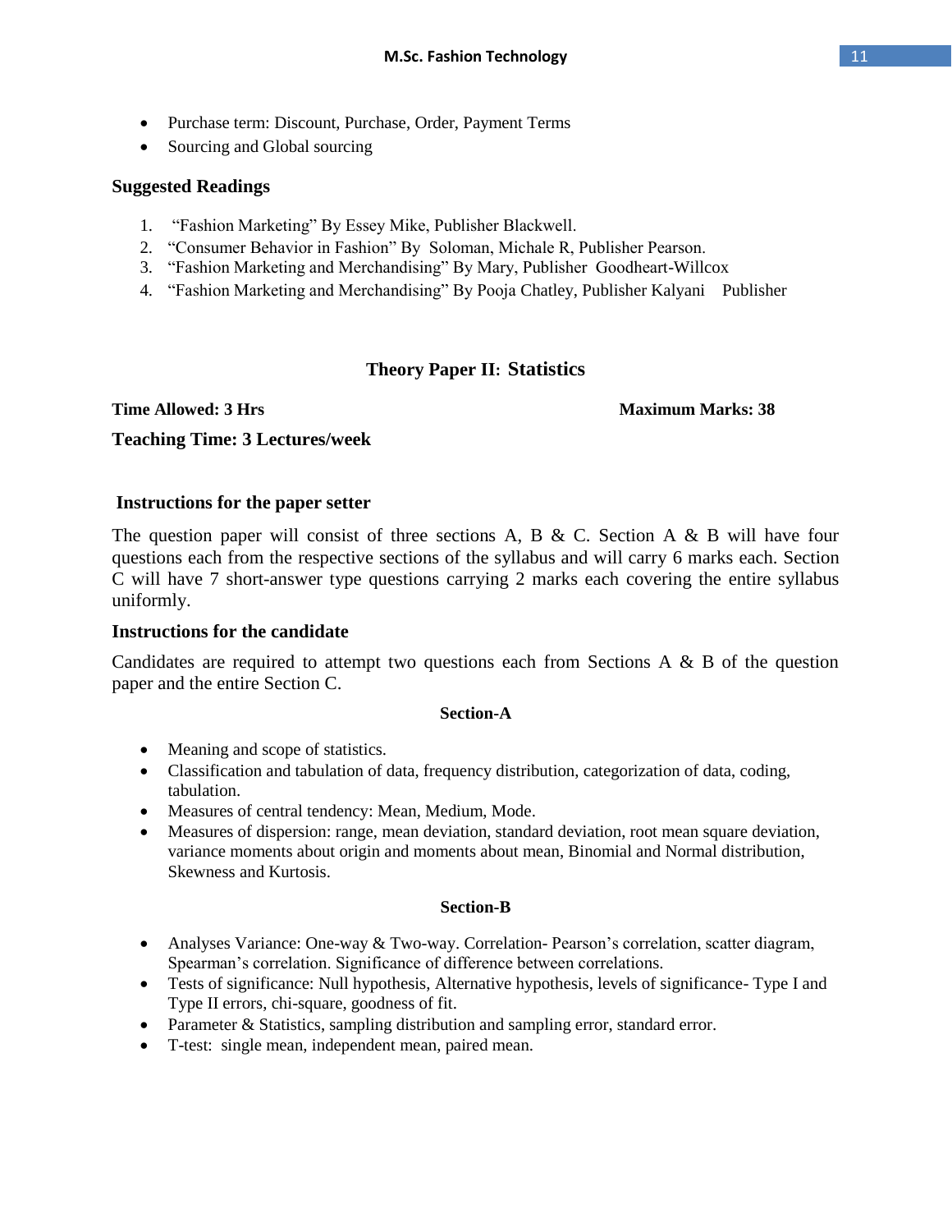- Purchase term: Discount, Purchase, Order, Payment Terms
- Sourcing and Global sourcing

### Suggested Readings

1. "Fashion Marketing" By Essey Mike, Publisher Blackwell.
2. "Consumer Behavior in Fashion" By Soloman, Michale R, Publisher Pearson.
3. "Fashion Marketing and Merchandising" By Mary, Publisher Goodheart-Willcox
4. "Fashion Marketing and Merchandising" By Pooja Chatley, Publisher Kalyani Publisher

## Theory Paper II: Statistics

**Time Allowed: 3 Hrs** **Maximum Marks: 38**

**Teaching Time: 3 Lectures/week**

### Instructions for the paper setter

The question paper will consist of three sections A, B & C. Section A & B will have four questions each from the respective sections of the syllabus and will carry 6 marks each. Section C will have 7 short-answer type questions carrying 2 marks each covering the entire syllabus uniformly.

### Instructions for the candidate

Candidates are required to attempt two questions each from Sections A & B of the question paper and the entire Section C.

#### Section-A

- Meaning and scope of statistics.
- Classification and tabulation of data, frequency distribution, categorization of data, coding, tabulation.
- Measures of central tendency: Mean, Medium, Mode.
- Measures of dispersion: range, mean deviation, standard deviation, root mean square deviation, variance moments about origin and moments about mean, Binomial and Normal distribution, Skewness and Kurtosis.

#### Section-B

- Analyses Variance: One-way & Two-way. Correlation- Pearson's correlation, scatter diagram, Spearman's correlation. Significance of difference between correlations.
- Tests of significance: Null hypothesis, Alternative hypothesis, levels of significance- Type I and Type II errors, chi-square, goodness of fit.
- Parameter & Statistics, sampling distribution and sampling error, standard error.
- T-test: single mean, independent mean, paired mean.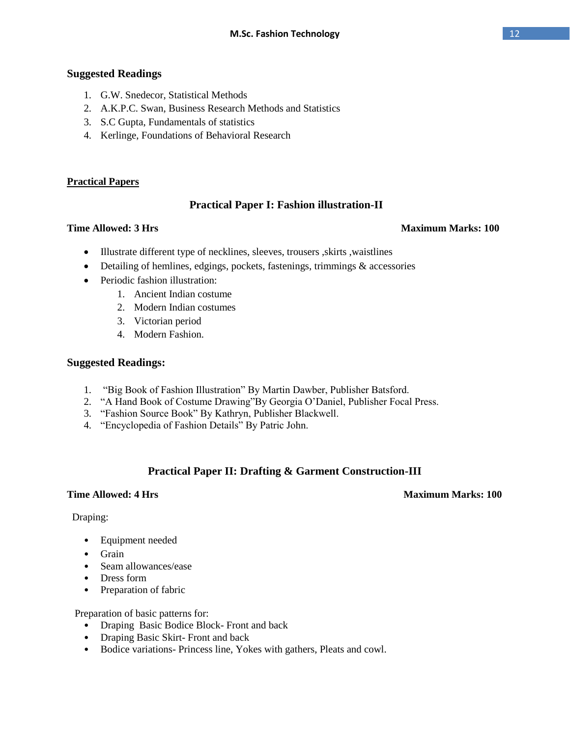## Suggested Readings

1. G.W. Snedecor, Statistical Methods
2. A.K.P.C. Swan, Business Research Methods and Statistics
3. S.C Gupta, Fundamentals of statistics
4. Kerlinge, Foundations of Behavioral Research

## Practical Papers

### Practical Paper I: Fashion illustration-II

**Time Allowed: 3 Hrs** **Maximum Marks: 100**

- Illustrate different type of necklines, sleeves, trousers ,skirts ,waistlines
- Detailing of hemlines, edgings, pockets, fastenings, trimmings & accessories
- Periodic fashion illustration:
    1. Ancient Indian costume
    2. Modern Indian costumes
    3. Victorian period
    4. Modern Fashion.

## Suggested Readings:

1. "Big Book of Fashion Illustration" By Martin Dawber, Publisher Batsford.
2. "A Hand Book of Costume Drawing"By Georgia O'Daniel, Publisher Focal Press.
3. "Fashion Source Book" By Kathryn, Publisher Blackwell.
4. "Encyclopedia of Fashion Details" By Patric John.

### Practical Paper II: Drafting & Garment Construction-III

**Time Allowed: 4 Hrs** **Maximum Marks: 100**

Draping:

- Equipment needed
- Grain
- Seam allowances/ease
- Dress form
- Preparation of fabric

Preparation of basic patterns for:

- Draping Basic Bodice Block- Front and back
- Draping Basic Skirt- Front and back
- Bodice variations- Princess line, Yokes with gathers, Pleats and cowl.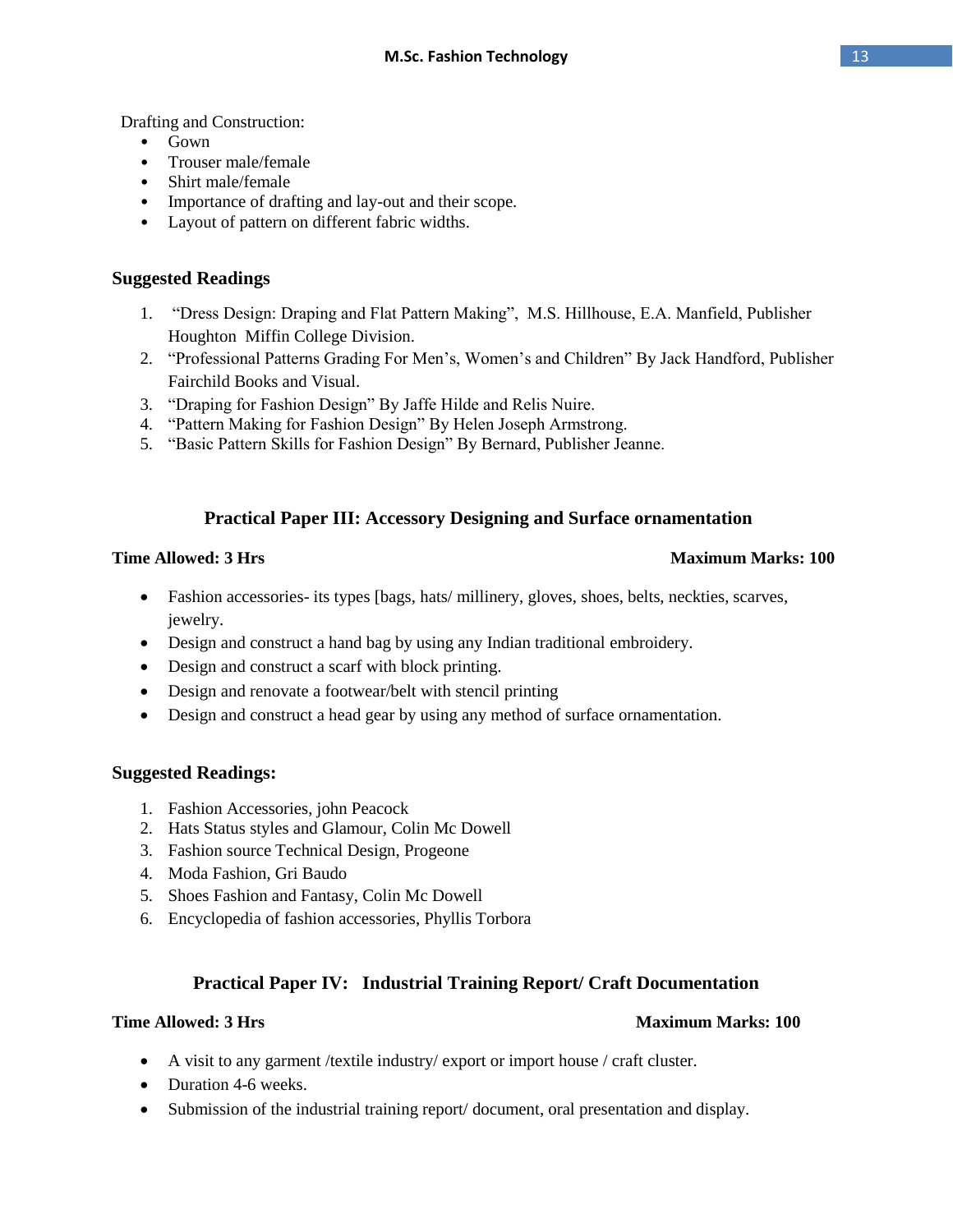Drafting and Construction:

- Gown
- Trouser male/female
- Shirt male/female
- Importance of drafting and lay-out and their scope.
- Layout of pattern on different fabric widths.

### Suggested Readings

1. "Dress Design: Draping and Flat Pattern Making", M.S. Hillhouse, E.A. Manfield, Publisher Houghton Miffin College Division.
2. "Professional Patterns Grading For Men's, Women's and Children" By Jack Handford, Publisher Fairchild Books and Visual.
3. "Draping for Fashion Design" By Jaffe Hilde and Relis Nuire.
4. "Pattern Making for Fashion Design" By Helen Joseph Armstrong.
5. "Basic Pattern Skills for Fashion Design" By Bernard, Publisher Jeanne.

## Practical Paper III: Accessory Designing and Surface ornamentation

**Time Allowed: 3 Hrs** **Maximum Marks: 100**

- Fashion accessories- its types [bags, hats/ millinery, gloves, shoes, belts, neckties, scarves, jewelry.
- Design and construct a hand bag by using any Indian traditional embroidery.
- Design and construct a scarf with block printing.
- Design and renovate a footwear/belt with stencil printing
- Design and construct a head gear by using any method of surface ornamentation.

### Suggested Readings:

1. Fashion Accessories, john Peacock
2. Hats Status styles and Glamour, Colin Mc Dowell
3. Fashion source Technical Design, Progeone
4. Moda Fashion, Gri Baudo
5. Shoes Fashion and Fantasy, Colin Mc Dowell
6. Encyclopedia of fashion accessories, Phyllis Torbora

## Practical Paper IV: Industrial Training Report/ Craft Documentation

**Time Allowed: 3 Hrs** **Maximum Marks: 100**

- A visit to any garment /textile industry/ export or import house / craft cluster.
- Duration 4-6 weeks.
- Submission of the industrial training report/ document, oral presentation and display.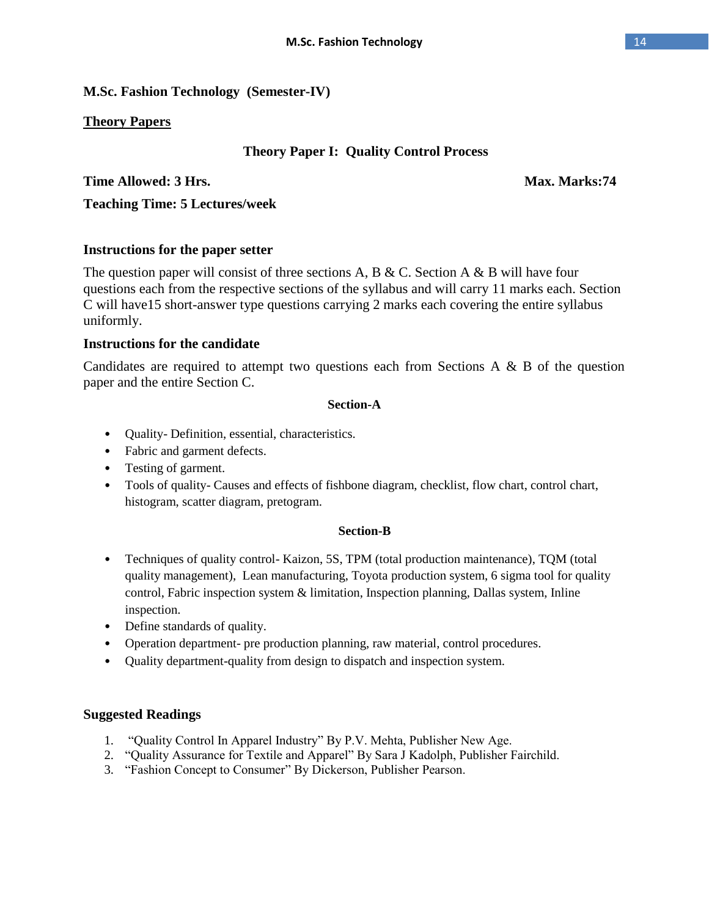## M.Sc. Fashion Technology (Semester-IV)

### Theory Papers

### Theory Paper I: Quality Control Process

**Time Allowed: 3 Hrs.** **Max. Marks:74**

**Teaching Time: 5 Lectures/week**

**Instructions for the paper setter**

The question paper will consist of three sections A, B & C. Section A & B will have four questions each from the respective sections of the syllabus and will carry 11 marks each. Section C will have15 short-answer type questions carrying 2 marks each covering the entire syllabus uniformly.

**Instructions for the candidate**

Candidates are required to attempt two questions each from Sections A & B of the question paper and the entire Section C.

**Section-A**

- Quality- Definition, essential, characteristics.
- Fabric and garment defects.
- Testing of garment.
- Tools of quality- Causes and effects of fishbone diagram, checklist, flow chart, control chart, histogram, scatter diagram, pretogram.

**Section-B**

- Techniques of quality control- Kaizon, 5S, TPM (total production maintenance), TQM (total quality management), Lean manufacturing, Toyota production system, 6 sigma tool for quality control, Fabric inspection system & limitation, Inspection planning, Dallas system, Inline inspection.
- Define standards of quality.
- Operation department- pre production planning, raw material, control procedures.
- Quality department-quality from design to dispatch and inspection system.

**Suggested Readings**

1. "Quality Control In Apparel Industry" By P.V. Mehta, Publisher New Age.
2. "Quality Assurance for Textile and Apparel" By Sara J Kadolph, Publisher Fairchild.
3. "Fashion Concept to Consumer" By Dickerson, Publisher Pearson.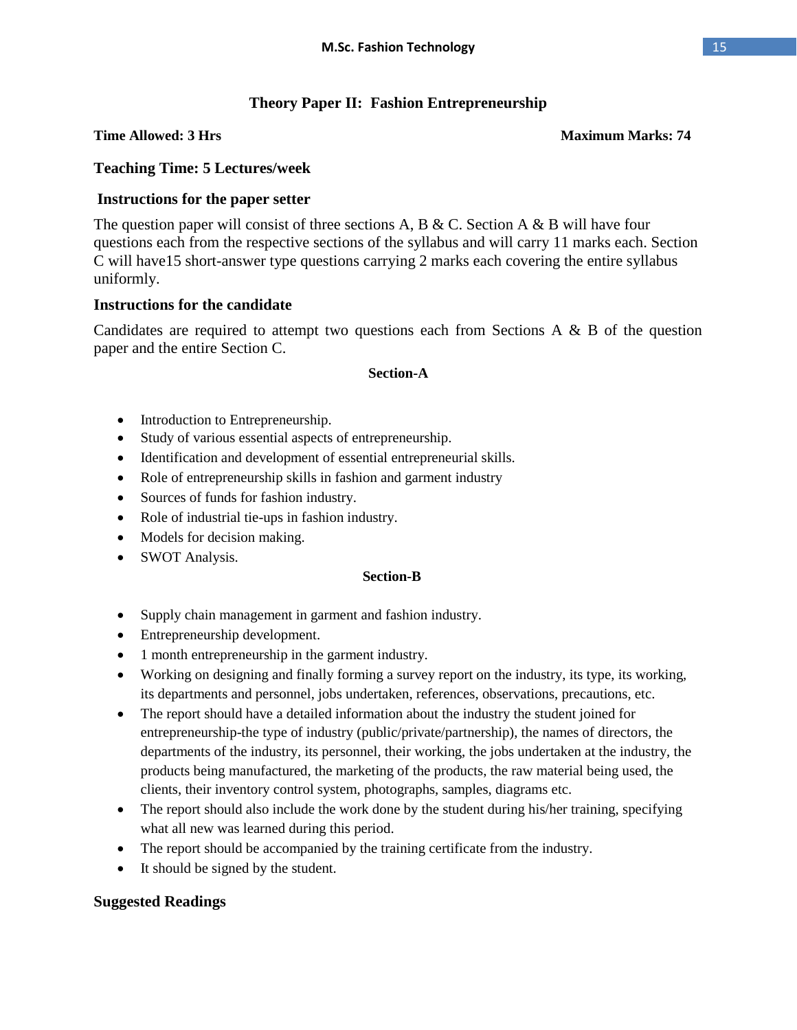## Theory Paper II: Fashion Entrepreneurship

**Time Allowed: 3 Hrs** **Maximum Marks: 74**

**Teaching Time: 5 Lectures/week**

**Instructions for the paper setter**

The question paper will consist of three sections A, B & C. Section A & B will have four questions each from the respective sections of the syllabus and will carry 11 marks each. Section C will have15 short-answer type questions carrying 2 marks each covering the entire syllabus uniformly.

**Instructions for the candidate**

Candidates are required to attempt two questions each from Sections A & B of the question paper and the entire Section C.

### Section-A

- Introduction to Entrepreneurship.
- Study of various essential aspects of entrepreneurship.
- Identification and development of essential entrepreneurial skills.
- Role of entrepreneurship skills in fashion and garment industry
- Sources of funds for fashion industry.
- Role of industrial tie-ups in fashion industry.
- Models for decision making.
- SWOT Analysis.

### Section-B

- Supply chain management in garment and fashion industry.
- Entrepreneurship development.
- 1 month entrepreneurship in the garment industry.
- Working on designing and finally forming a survey report on the industry, its type, its working, its departments and personnel, jobs undertaken, references, observations, precautions, etc.
- The report should have a detailed information about the industry the student joined for entrepreneurship-the type of industry (public/private/partnership), the names of directors, the departments of the industry, its personnel, their working, the jobs undertaken at the industry, the products being manufactured, the marketing of the products, the raw material being used, the clients, their inventory control system, photographs, samples, diagrams etc.
- The report should also include the work done by the student during his/her training, specifying what all new was learned during this period.
- The report should be accompanied by the training certificate from the industry.
- It should be signed by the student.

**Suggested Readings**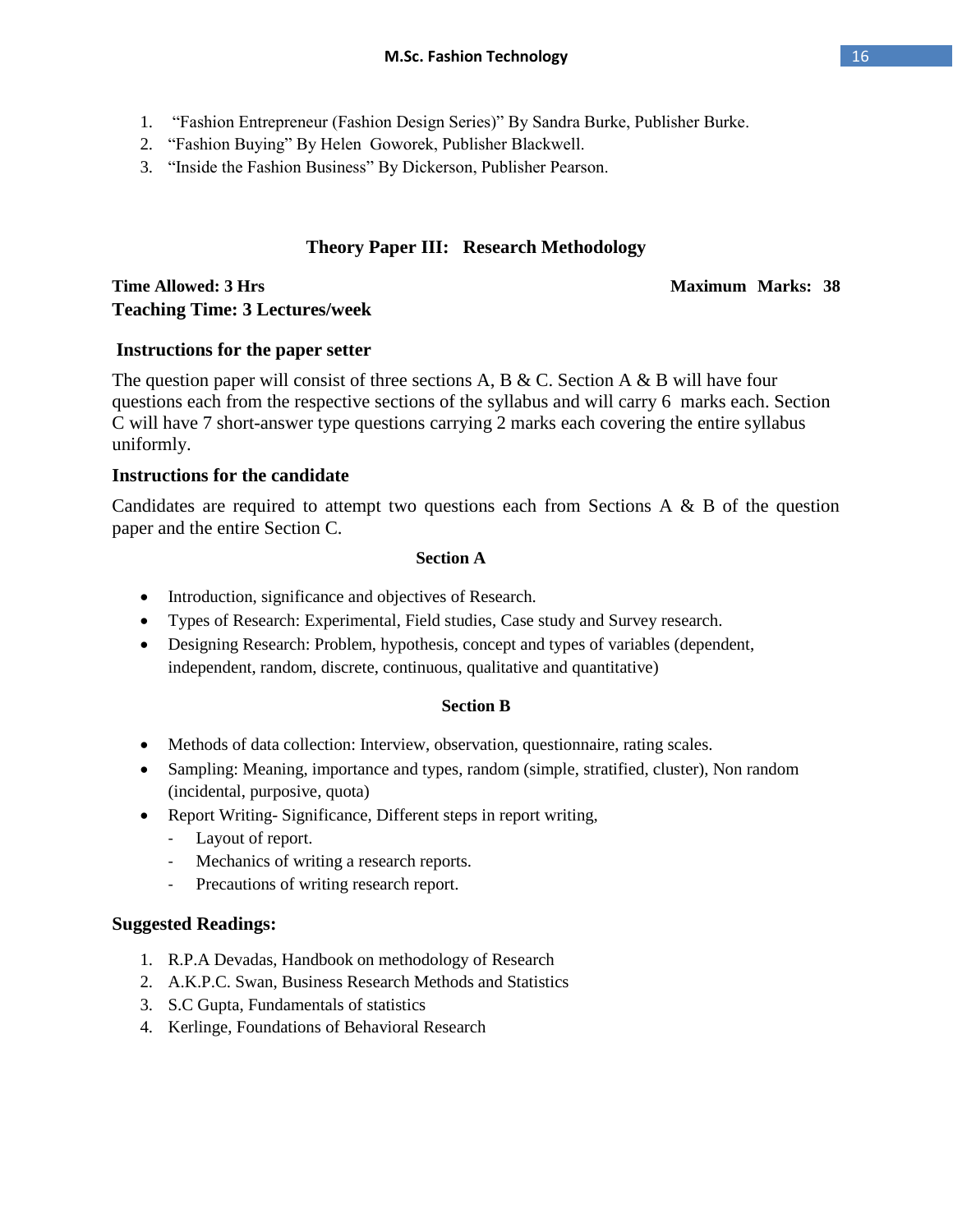1. "Fashion Entrepreneur (Fashion Design Series)" By Sandra Burke, Publisher Burke.
2. "Fashion Buying" By Helen Goworek, Publisher Blackwell.
3. "Inside the Fashion Business" By Dickerson, Publisher Pearson.

## Theory Paper III: Research Methodology

**Time Allowed: 3 Hrs** **Maximum Marks: 38**
**Teaching Time: 3 Lectures/week**

### Instructions for the paper setter

The question paper will consist of three sections A, B & C. Section A & B will have four questions each from the respective sections of the syllabus and will carry 6 marks each. Section C will have 7 short-answer type questions carrying 2 marks each covering the entire syllabus uniformly.

### Instructions for the candidate

Candidates are required to attempt two questions each from Sections A & B of the question paper and the entire Section C.

**Section A**

- Introduction, significance and objectives of Research.
- Types of Research: Experimental, Field studies, Case study and Survey research.
- Designing Research: Problem, hypothesis, concept and types of variables (dependent, independent, random, discrete, continuous, qualitative and quantitative)

**Section B**

- Methods of data collection: Interview, observation, questionnaire, rating scales.
- Sampling: Meaning, importance and types, random (simple, stratified, cluster), Non random (incidental, purposive, quota)
- Report Writing- Significance, Different steps in report writing,
  - Layout of report.
  - Mechanics of writing a research reports.
  - Precautions of writing research report.

### Suggested Readings:

1. R.P.A Devadas, Handbook on methodology of Research
2. A.K.P.C. Swan, Business Research Methods and Statistics
3. S.C Gupta, Fundamentals of statistics
4. Kerlinge, Foundations of Behavioral Research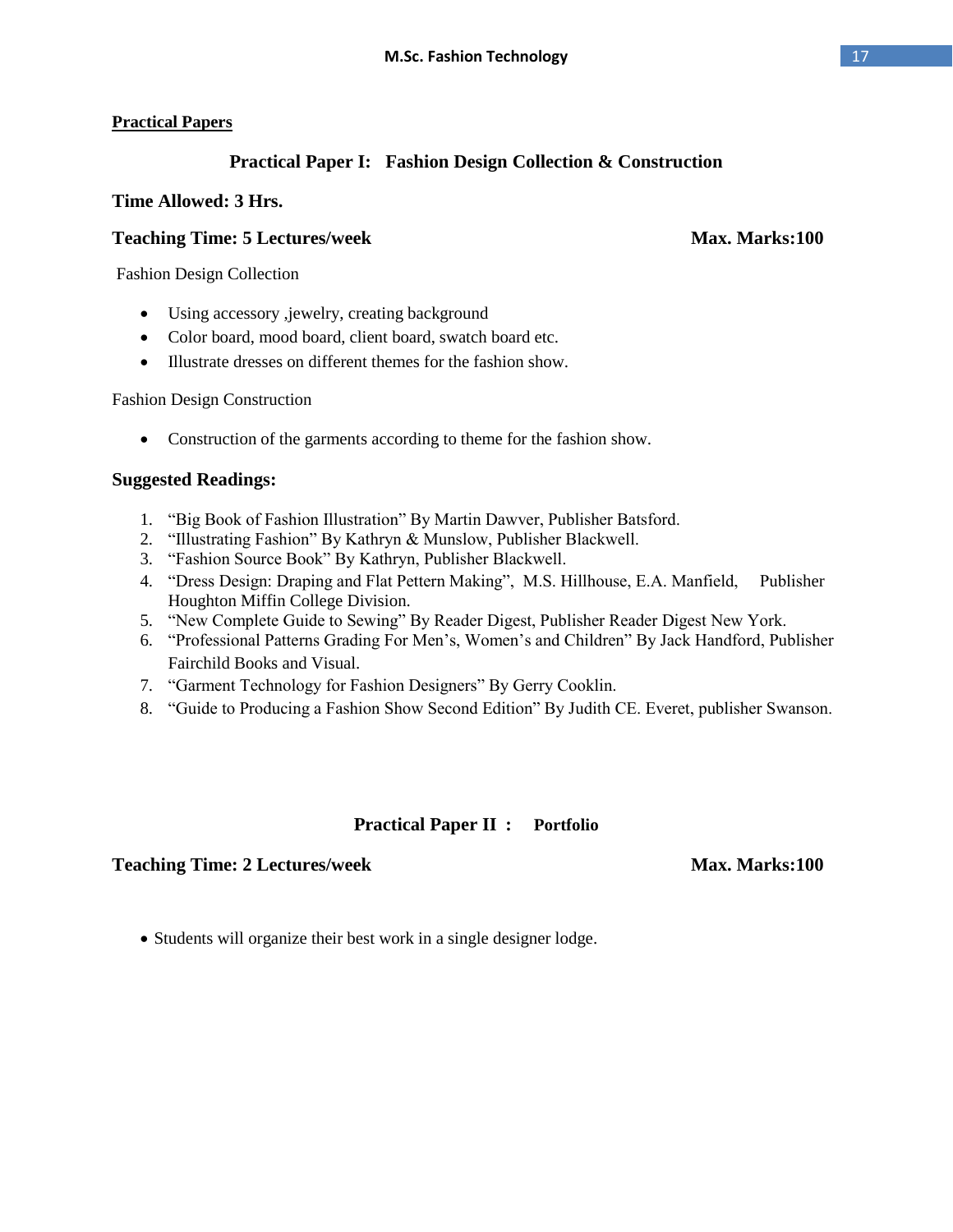**Practical Papers**

## Practical Paper I: Fashion Design Collection & Construction

**Time Allowed: 3 Hrs.**

**Teaching Time: 5 Lectures/week** **Max. Marks:100**

Fashion Design Collection

- Using accessory ,jewelry, creating background
- Color board, mood board, client board, swatch board etc.
- Illustrate dresses on different themes for the fashion show.

Fashion Design Construction

- Construction of the garments according to theme for the fashion show.

**Suggested Readings:**

1. "Big Book of Fashion Illustration" By Martin Dawver, Publisher Batsford.
2. "Illustrating Fashion" By Kathryn & Munslow, Publisher Blackwell.
3. "Fashion Source Book" By Kathryn, Publisher Blackwell.
4. "Dress Design: Draping and Flat Pattern Making", M.S. Hillhouse, E.A. Manfield, Publisher Houghton Miffin College Division.
5. "New Complete Guide to Sewing" By Reader Digest, Publisher Reader Digest New York.
6. "Professional Patterns Grading For Men's, Women's and Children" By Jack Handford, Publisher Fairchild Books and Visual.
7. "Garment Technology for Fashion Designers" By Gerry Cooklin.
8. "Guide to Producing a Fashion Show Second Edition" By Judith CE. Everet, publisher Swanson.

## Practical Paper II : Portfolio

**Teaching Time: 2 Lectures/week** **Max. Marks:100**

- Students will organize their best work in a single designer lodge.